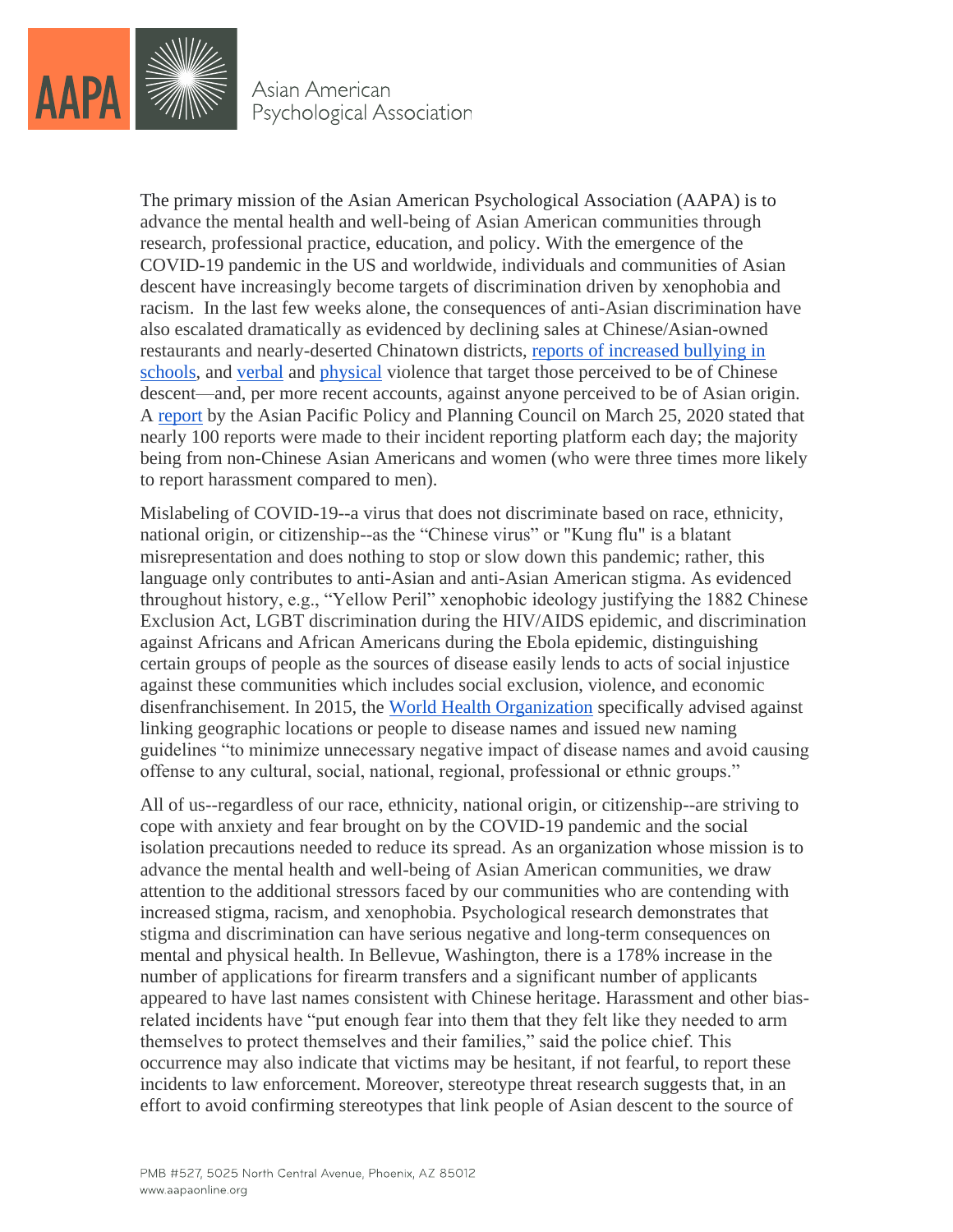Asian American Psychological Association

The primary mission of the Asian American Psychological Association (AAPA) is to advance the mental health and well-being of Asian American communities through research, professional practice, education, and policy. With the emergence of the COVID-19 pandemic in the US and worldwide, individuals and communities of Asian descent have increasingly become targets of discrimination driven by xenophobia and racism. In the last few weeks alone, the consequences of anti-Asian discrimination have also escalated dramatically as evidenced by declining sales at Chinese/Asian-owned restaurants and nearly-deserted Chinatown districts, reports of increased bullying in schools, and verbal and physical violence that target those perceived to be of Chinese descent—and, per more recent accounts, against anyone perceived to be of Asian origin. A report by the Asian Pacific Policy and Planning Council on March 25, 2020 stated that nearly 100 reports were made to their incident reporting platform each day; the majority being from non-Chinese Asian Americans and women (who were three times more likely to report harassment compared to men).

Mislabeling of COVID-19--a virus that does not discriminate based on race, ethnicity, national origin, or citizenship--as the "Chinese virus" or "Kung flu" is a blatant misrepresentation and does nothing to stop or slow down this pandemic; rather, this language only contributes to anti-Asian and anti-Asian American stigma. As evidenced throughout history, e.g., "Yellow Peril" xenophobic ideology justifying the 1882 Chinese Exclusion Act, LGBT discrimination during the HIV/AIDS epidemic, and discrimination against Africans and African Americans during the Ebola epidemic, distinguishing certain groups of people as the sources of disease easily lends to acts of social injustice against these communities which includes social exclusion, violence, and economic disenfranchisement. In 2015, the World Health Organization specifically advised against linking geographic locations or people to disease names and issued new naming guidelines "to minimize unnecessary negative impact of disease names and avoid causing offense to any cultural, social, national, regional, professional or ethnic groups."

All of us--regardless of our race, ethnicity, national origin, or citizenship--are striving to cope with anxiety and fear brought on by the COVID-19 pandemic and the social isolation precautions needed to reduce its spread. As an organization whose mission is to advance the mental health and well-being of Asian American communities, we draw attention to the additional stressors faced by our communities who are contending with increased stigma, racism, and xenophobia. Psychological research demonstrates that stigma and discrimination can have serious negative and long-term consequences on mental and physical health. In Bellevue, Washington, there is a 178% increase in the number of applications for firearm transfers and a significant number of applicants appeared to have last names consistent with Chinese heritage. Harassment and other bias-related incidents have "put enough fear into them that they felt like they needed to arm themselves to protect themselves and their families," said the police chief. This occurrence may also indicate that victims may be hesitant, if not fearful, to report these incidents to law enforcement. Moreover, stereotype threat research suggests that, in an effort to avoid confirming stereotypes that link people of Asian descent to the source of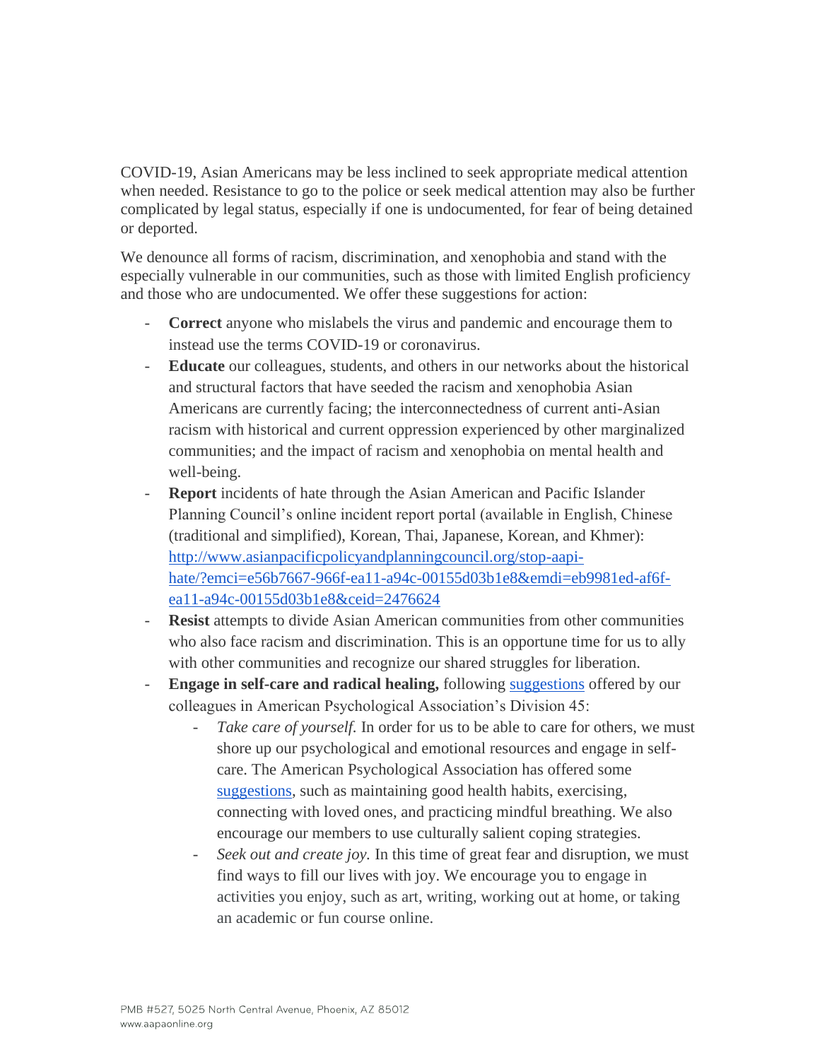COVID-19, Asian Americans may be less inclined to seek appropriate medical attention when needed. Resistance to go to the police or seek medical attention may also be further complicated by legal status, especially if one is undocumented, for fear of being detained or deported.

We denounce all forms of racism, discrimination, and xenophobia and stand with the especially vulnerable in our communities, such as those with limited English proficiency and those who are undocumented. We offer these suggestions for action:

- **Correct** anyone who mislabels the virus and pandemic and encourage them to instead use the terms COVID-19 or coronavirus.
- **Educate** our colleagues, students, and others in our networks about the historical and structural factors that have seeded the racism and xenophobia Asian Americans are currently facing; the interconnectedness of current anti-Asian racism with historical and current oppression experienced by other marginalized communities; and the impact of racism and xenophobia on mental health and well-being.
- **Report** incidents of hate through the Asian American and Pacific Islander Planning Council's online incident report portal (available in English, Chinese (traditional and simplified), Korean, Thai, Japanese, Korean, and Khmer): [http://www.asianpacificpolicyandplanningcouncil.org/stop-aapi-hate/?emci=e56b7667-966f-ea11-a94c-00155d03b1e8&emdi=eb9981ed-af6f-ea11-a94c-00155d03b1e8&ceid=2476624](http://www.asianpacificpolicyandplanningcouncil.org/stop-aapi-hate/?emci=e56b7667-966f-ea11-a94c-00155d03b1e8&emdi=eb9981ed-af6f-ea11-a94c-00155d03b1e8&ceid=2476624)
- **Resist** attempts to divide Asian American communities from other communities who also face racism and discrimination. This is an opportune time for us to ally with other communities and recognize our shared struggles for liberation.
- **Engage in self-care and radical healing,** following suggestions offered by our colleagues in American Psychological Association's Division 45:
    - *Take care of yourself.* In order for us to be able to care for others, we must shore up our psychological and emotional resources and engage in self-care. The American Psychological Association has offered some suggestions, such as maintaining good health habits, exercising, connecting with loved ones, and practicing mindful breathing. We also encourage our members to use culturally salient coping strategies.
    - *Seek out and create joy.* In this time of great fear and disruption, we must find ways to fill our lives with joy. We encourage you to engage in activities you enjoy, such as art, writing, working out at home, or taking an academic or fun course online.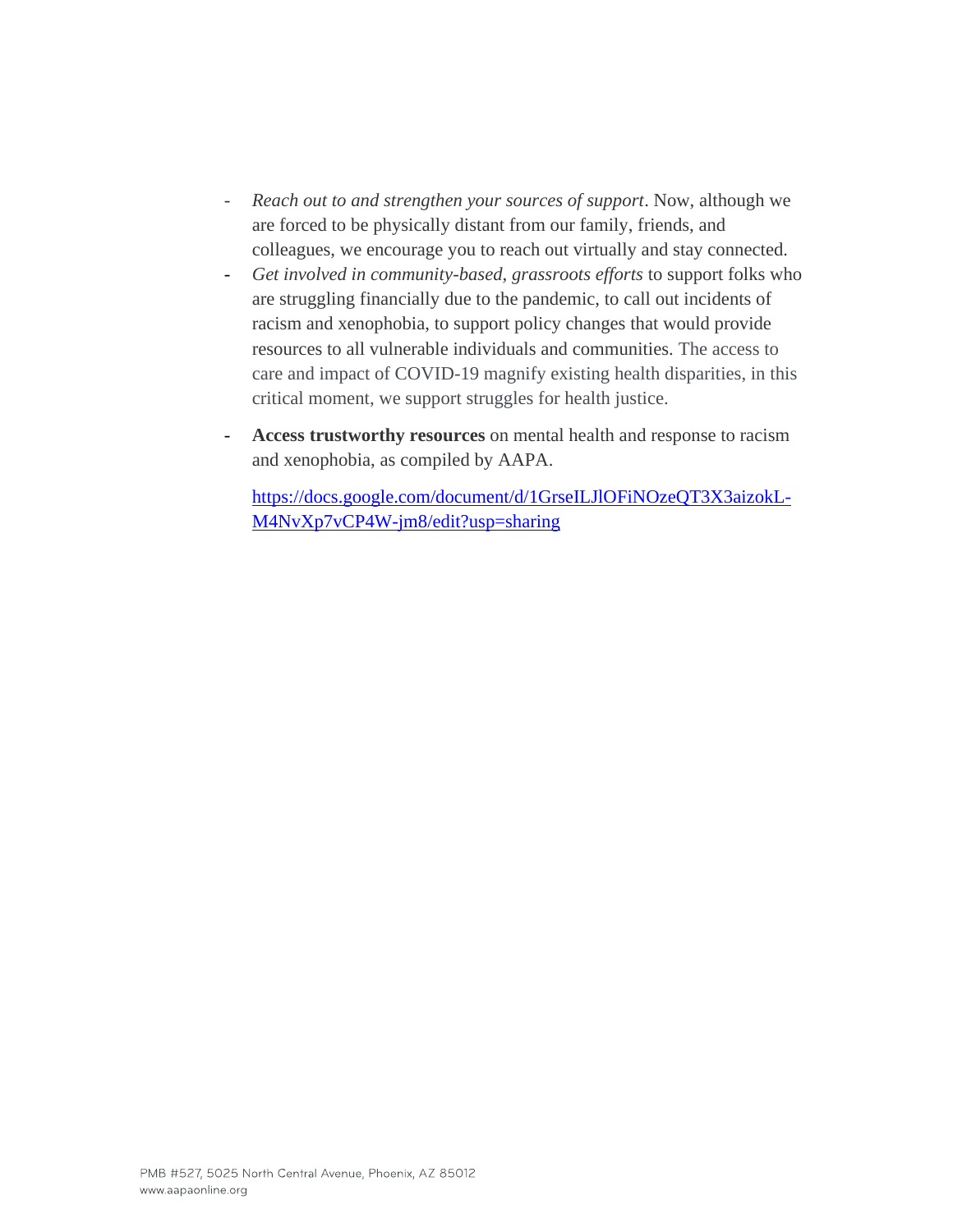- *Reach out to and strengthen your sources of support*. Now, although we are forced to be physically distant from our family, friends, and colleagues, we encourage you to reach out virtually and stay connected.
- *Get involved in community-based, grassroots efforts* to support folks who are struggling financially due to the pandemic, to call out incidents of racism and xenophobia, to support policy changes that would provide resources to all vulnerable individuals and communities. The access to care and impact of COVID-19 magnify existing health disparities, in this critical moment, we support struggles for health justice.
- **Access trustworthy resources** on mental health and response to racism and xenophobia, as compiled by AAPA.

  https://docs.google.com/document/d/1GrseILJlOFiNOzeQT3X3aizokL-M4NvXp7vCP4W-jm8/edit?usp=sharing